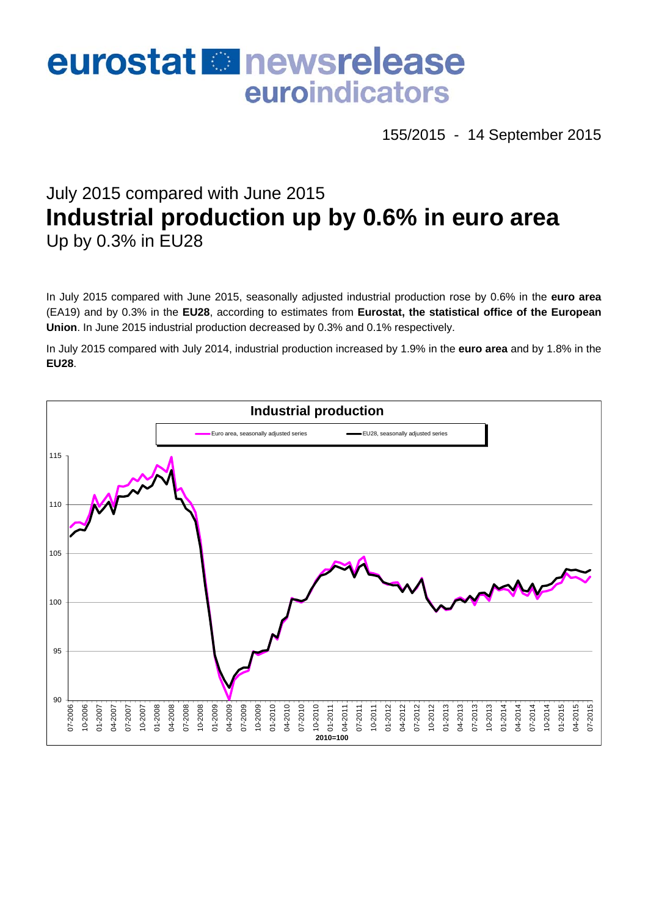# eurostat newsrelease euroindicators

155/2015 - 14 September 2015

## July 2015 compared with June 2015

# Industrial production up by 0.6% in euro area

### Up by 0.3% in EU28

In July 2015 compared with June 2015, seasonally adjusted industrial production rose by 0.6% in the **euro area** (EA19) and by 0.3% in the **EU28**, according to estimates from **Eurostat, the statistical office of the European Union**. In June 2015 industrial production decreased by 0.3% and 0.1% respectively.

In July 2015 compared with July 2014, industrial production increased by 1.9% in the **euro area** and by 1.8% in the **EU28**.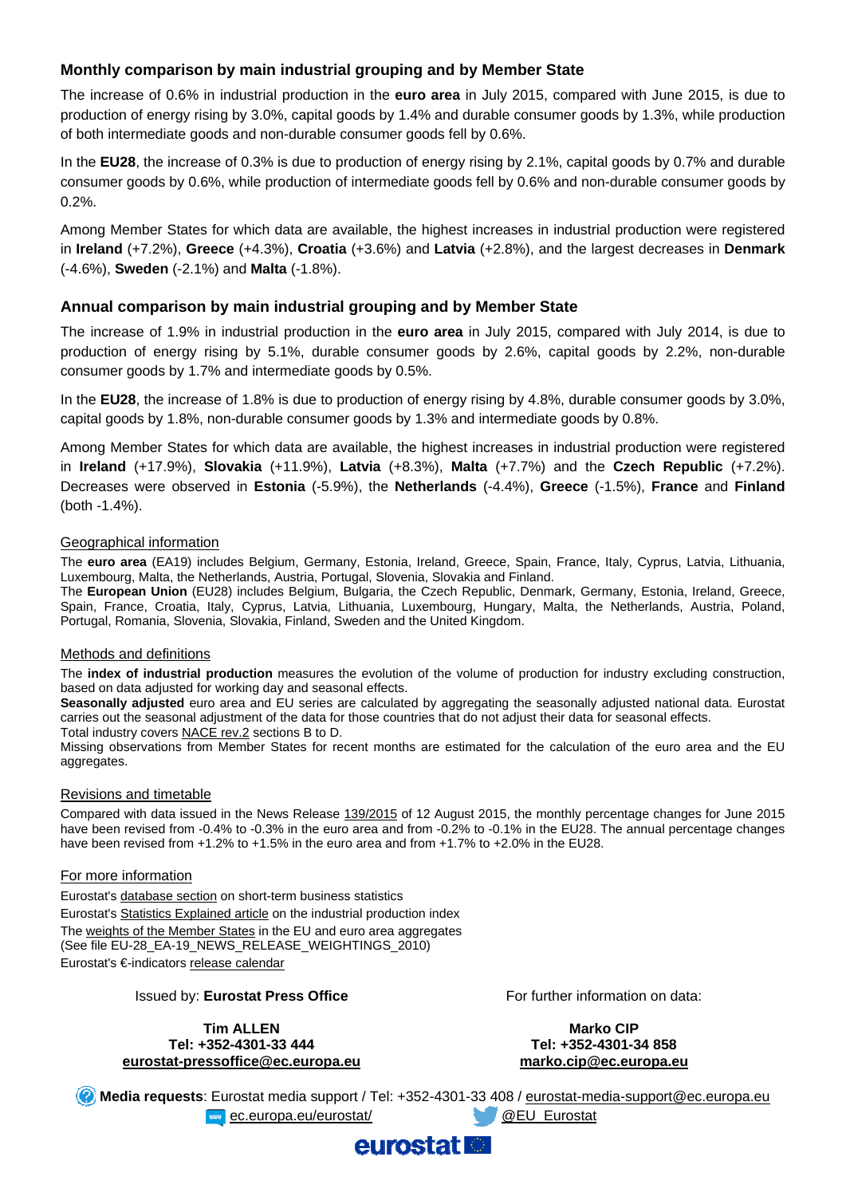## Monthly comparison by main industrial grouping and by Member State

The increase of 0.6% in industrial production in the **euro area** in July 2015, compared with June 2015, is due to production of energy rising by 3.0%, capital goods by 1.4% and durable consumer goods by 1.3%, while production of both intermediate goods and non-durable consumer goods fell by 0.6%.

In the **EU28**, the increase of 0.3% is due to production of energy rising by 2.1%, capital goods by 0.7% and durable consumer goods by 0.6%, while production of intermediate goods fell by 0.6% and non-durable consumer goods by 0.2%.

Among Member States for which data are available, the highest increases in industrial production were registered in **Ireland** (+7.2%), **Greece** (+4.3%), **Croatia** (+3.6%) and **Latvia** (+2.8%), and the largest decreases in **Denmark** (-4.6%), **Sweden** (-2.1%) and **Malta** (-1.8%).

## Annual comparison by main industrial grouping and by Member State

The increase of 1.9% in industrial production in the **euro area** in July 2015, compared with July 2014, is due to production of energy rising by 5.1%, durable consumer goods by 2.6%, capital goods by 2.2%, non-durable consumer goods by 1.7% and intermediate goods by 0.5%.

In the **EU28**, the increase of 1.8% is due to production of energy rising by 4.8%, durable consumer goods by 3.0%, capital goods by 1.8%, non-durable consumer goods by 1.3% and intermediate goods by 0.8%.

Among Member States for which data are available, the highest increases in industrial production were registered in **Ireland** (+17.9%), **Slovakia** (+11.9%), **Latvia** (+8.3%), **Malta** (+7.7%) and the **Czech Republic** (+7.2%). Decreases were observed in **Estonia** (-5.9%), the **Netherlands** (-4.4%), **Greece** (-1.5%), **France** and **Finland** (both -1.4%).

### Geographical information

The **euro area** (EA19) includes Belgium, Germany, Estonia, Ireland, Greece, Spain, France, Italy, Cyprus, Latvia, Lithuania, Luxembourg, Malta, the Netherlands, Austria, Portugal, Slovenia, Slovakia and Finland.
The **European Union** (EU28) includes Belgium, Bulgaria, the Czech Republic, Denmark, Germany, Estonia, Ireland, Greece, Spain, France, Croatia, Italy, Cyprus, Latvia, Lithuania, Luxembourg, Hungary, Malta, the Netherlands, Austria, Poland, Portugal, Romania, Slovenia, Slovakia, Finland, Sweden and the United Kingdom.

### Methods and definitions

The **index of industrial production** measures the evolution of the volume of production for industry excluding construction, based on data adjusted for working day and seasonal effects.
**Seasonally adjusted** euro area and EU series are calculated by aggregating the seasonally adjusted national data. Eurostat carries out the seasonal adjustment of the data for those countries that do not adjust their data for seasonal effects.
Total industry covers NACE rev.2 sections B to D.
Missing observations from Member States for recent months are estimated for the calculation of the euro area and the EU aggregates.

### Revisions and timetable

Compared with data issued in the News Release 139/2015 of 12 August 2015, the monthly percentage changes for June 2015 have been revised from -0.4% to -0.3% in the euro area and from -0.2% to -0.1% in the EU28. The annual percentage changes have been revised from +1.2% to +1.5% in the euro area and from +1.7% to +2.0% in the EU28.

### For more information

Eurostat's database section on short-term business statistics
Eurostat's Statistics Explained article on the industrial production index
The weights of the Member States in the EU and euro area aggregates
(See file EU-28_EA-19_NEWS_RELEASE_WEIGHTINGS_2010)
Eurostat's €-indicators release calendar

Issued by: **Eurostat Press Office**

**Tim ALLEN**
**Tel: +352-4301-33 444**
**eurostat-pressoffice@ec.europa.eu**

For further information on data:

**Marko CIP**
**Tel: +352-4301-34 858**
**marko.cip@ec.europa.eu**

**Media requests**: Eurostat media support / Tel: +352-4301-33 408 / eurostat-media-support@ec.europa.eu

ec.europa.eu/eurostat/ @EU_Eurostat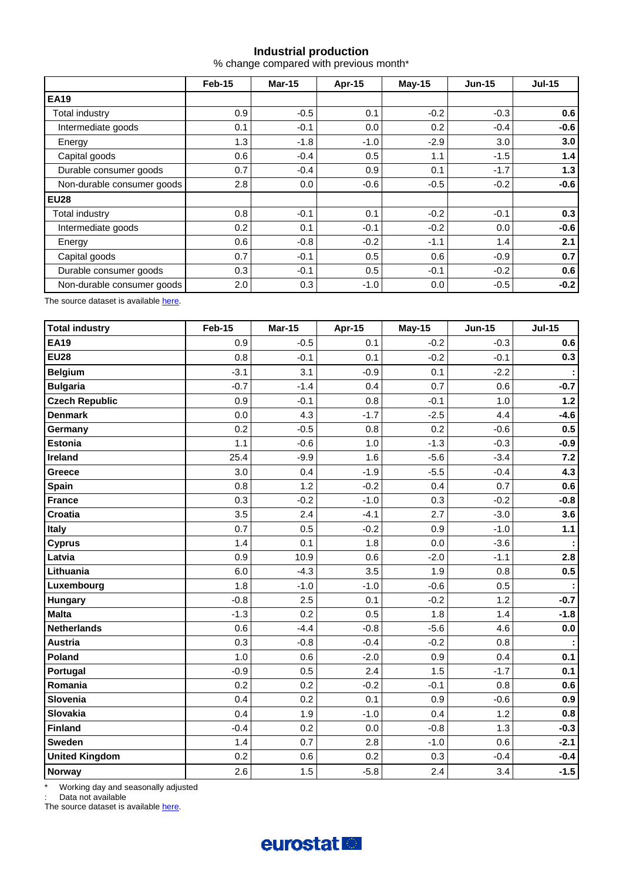### Industrial production

% change compared with previous month*

| | Feb-15 | Mar-15 | Apr-15 | May-15 | Jun-15 | Jul-15 |
|---|---|---|---|---|---|---|
| **EA19** | | | | | | |
| Total industry | 0.9 | -0.5 | 0.1 | -0.2 | -0.3 | **0.6** |
| Intermediate goods | 0.1 | -0.1 | 0.0 | 0.2 | -0.4 | **-0.6** |
| Energy | 1.3 | -1.8 | -1.0 | -2.9 | 3.0 | **3.0** |
| Capital goods | 0.6 | -0.4 | 0.5 | 1.1 | -1.5 | **1.4** |
| Durable consumer goods | 0.7 | -0.4 | 0.9 | 0.1 | -1.7 | **1.3** |
| Non-durable consumer goods | 2.8 | 0.0 | -0.6 | -0.5 | -0.2 | **-0.6** |
| **EU28** | | | | | | |
| Total industry | 0.8 | -0.1 | 0.1 | -0.2 | -0.1 | **0.3** |
| Intermediate goods | 0.2 | 0.1 | -0.1 | -0.2 | 0.0 | **-0.6** |
| Energy | 0.6 | -0.8 | -0.2 | -1.1 | 1.4 | **2.1** |
| Capital goods | 0.7 | -0.1 | 0.5 | 0.6 | -0.9 | **0.7** |
| Durable consumer goods | 0.3 | -0.1 | 0.5 | -0.1 | -0.2 | **0.6** |
| Non-durable consumer goods | 2.0 | 0.3 | -1.0 | 0.0 | -0.5 | **-0.2** |

The source dataset is available here.

| **Total industry** | Feb-15 | Mar-15 | Apr-15 | May-15 | Jun-15 | Jul-15 |
|---|---|---|---|---|---|---|
| **EA19** | 0.9 | -0.5 | 0.1 | -0.2 | -0.3 | **0.6** |
| **EU28** | 0.8 | -0.1 | 0.1 | -0.2 | -0.1 | **0.3** |
| **Belgium** | -3.1 | 3.1 | -0.9 | 0.1 | -2.2 | **:** |
| **Bulgaria** | -0.7 | -1.4 | 0.4 | 0.7 | 0.6 | **-0.7** |
| **Czech Republic** | 0.9 | -0.1 | 0.8 | -0.1 | 1.0 | **1.2** |
| **Denmark** | 0.0 | 4.3 | -1.7 | -2.5 | 4.4 | **-4.6** |
| **Germany** | 0.2 | -0.5 | 0.8 | 0.2 | -0.6 | **0.5** |
| **Estonia** | 1.1 | -0.6 | 1.0 | -1.3 | -0.3 | **-0.9** |
| **Ireland** | 25.4 | -9.9 | 1.6 | -5.6 | -3.4 | **7.2** |
| **Greece** | 3.0 | 0.4 | -1.9 | -5.5 | -0.4 | **4.3** |
| **Spain** | 0.8 | 1.2 | -0.2 | 0.4 | 0.7 | **0.6** |
| **France** | 0.3 | -0.2 | -1.0 | 0.3 | -0.2 | **-0.8** |
| **Croatia** | 3.5 | 2.4 | -4.1 | 2.7 | -3.0 | **3.6** |
| **Italy** | 0.7 | 0.5 | -0.2 | 0.9 | -1.0 | **1.1** |
| **Cyprus** | 1.4 | 0.1 | 1.8 | 0.0 | -3.6 | **:** |
| **Latvia** | 0.9 | 10.9 | 0.6 | -2.0 | -1.1 | **2.8** |
| **Lithuania** | 6.0 | -4.3 | 3.5 | 1.9 | 0.8 | **0.5** |
| **Luxembourg** | 1.8 | -1.0 | -1.0 | -0.6 | 0.5 | **:** |
| **Hungary** | -0.8 | 2.5 | 0.1 | -0.2 | 1.2 | **-0.7** |
| **Malta** | -1.3 | 0.2 | 0.5 | 1.8 | 1.4 | **-1.8** |
| **Netherlands** | 0.6 | -4.4 | -0.8 | -5.6 | 4.6 | **0.0** |
| **Austria** | 0.3 | -0.8 | -0.4 | -0.2 | 0.8 | **:** |
| **Poland** | 1.0 | 0.6 | -2.0 | 0.9 | 0.4 | **0.1** |
| **Portugal** | -0.9 | 0.5 | 2.4 | 1.5 | -1.7 | **0.1** |
| **Romania** | 0.2 | 0.2 | -0.2 | -0.1 | 0.8 | **0.6** |
| **Slovenia** | 0.4 | 0.2 | 0.1 | 0.9 | -0.6 | **0.9** |
| **Slovakia** | 0.4 | 1.9 | -1.0 | 0.4 | 1.2 | **0.8** |
| **Finland** | -0.4 | 0.2 | 0.0 | -0.8 | 1.3 | **-0.3** |
| **Sweden** | 1.4 | 0.7 | 2.8 | -1.0 | 0.6 | **-2.1** |
| **United Kingdom** | 0.2 | 0.6 | 0.2 | 0.3 | -0.4 | **-0.4** |
| **Norway** | 2.6 | 1.5 | -5.8 | 2.4 | 3.4 | **-1.5** |

\* Working day and seasonally adjusted

: Data not available

The source dataset is available here.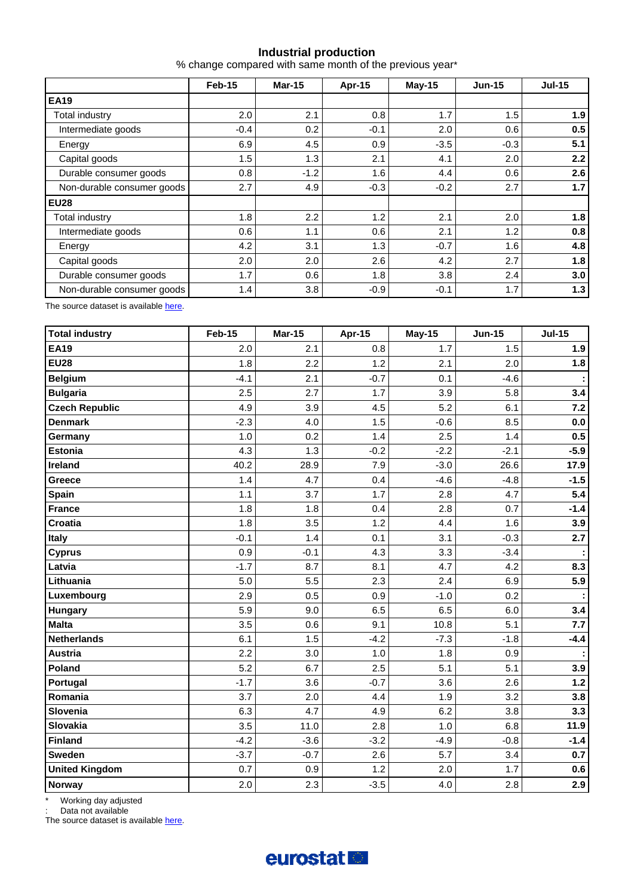## Industrial production

% change compared with same month of the previous year*

| | Feb-15 | Mar-15 | Apr-15 | May-15 | Jun-15 | Jul-15 |
|---|---|---|---|---|---|---|
| **EA19** | | | | | | |
| Total industry | 2.0 | 2.1 | 0.8 | 1.7 | 1.5 | **1.9** |
| Intermediate goods | -0.4 | 0.2 | -0.1 | 2.0 | 0.6 | **0.5** |
| Energy | 6.9 | 4.5 | 0.9 | -3.5 | -0.3 | **5.1** |
| Capital goods | 1.5 | 1.3 | 2.1 | 4.1 | 2.0 | **2.2** |
| Durable consumer goods | 0.8 | -1.2 | 1.6 | 4.4 | 0.6 | **2.6** |
| Non-durable consumer goods | 2.7 | 4.9 | -0.3 | -0.2 | 2.7 | **1.7** |
| **EU28** | | | | | | |
| Total industry | 1.8 | 2.2 | 1.2 | 2.1 | 2.0 | **1.8** |
| Intermediate goods | 0.6 | 1.1 | 0.6 | 2.1 | 1.2 | **0.8** |
| Energy | 4.2 | 3.1 | 1.3 | -0.7 | 1.6 | **4.8** |
| Capital goods | 2.0 | 2.0 | 2.6 | 4.2 | 2.7 | **1.8** |
| Durable consumer goods | 1.7 | 0.6 | 1.8 | 3.8 | 2.4 | **3.0** |
| Non-durable consumer goods | 1.4 | 3.8 | -0.9 | -0.1 | 1.7 | **1.3** |

The source dataset is available here.

| Total industry | Feb-15 | Mar-15 | Apr-15 | May-15 | Jun-15 | Jul-15 |
|---|---|---|---|---|---|---|
| **EA19** | 2.0 | 2.1 | 0.8 | 1.7 | 1.5 | **1.9** |
| **EU28** | 1.8 | 2.2 | 1.2 | 2.1 | 2.0 | **1.8** |
| **Belgium** | -4.1 | 2.1 | -0.7 | 0.1 | -4.6 | **:** |
| **Bulgaria** | 2.5 | 2.7 | 1.7 | 3.9 | 5.8 | **3.4** |
| **Czech Republic** | 4.9 | 3.9 | 4.5 | 5.2 | 6.1 | **7.2** |
| **Denmark** | -2.3 | 4.0 | 1.5 | -0.6 | 8.5 | **0.0** |
| **Germany** | 1.0 | 0.2 | 1.4 | 2.5 | 1.4 | **0.5** |
| **Estonia** | 4.3 | 1.3 | -0.2 | -2.2 | -2.1 | **-5.9** |
| **Ireland** | 40.2 | 28.9 | 7.9 | -3.0 | 26.6 | **17.9** |
| **Greece** | 1.4 | 4.7 | 0.4 | -4.6 | -4.8 | **-1.5** |
| **Spain** | 1.1 | 3.7 | 1.7 | 2.8 | 4.7 | **5.4** |
| **France** | 1.8 | 1.8 | 0.4 | 2.8 | 0.7 | **-1.4** |
| **Croatia** | 1.8 | 3.5 | 1.2 | 4.4 | 1.6 | **3.9** |
| **Italy** | -0.1 | 1.4 | 0.1 | 3.1 | -0.3 | **2.7** |
| **Cyprus** | 0.9 | -0.1 | 4.3 | 3.3 | -3.4 | **:** |
| **Latvia** | -1.7 | 8.7 | 8.1 | 4.7 | 4.2 | **8.3** |
| **Lithuania** | 5.0 | 5.5 | 2.3 | 2.4 | 6.9 | **5.9** |
| **Luxembourg** | 2.9 | 0.5 | 0.9 | -1.0 | 0.2 | **:** |
| **Hungary** | 5.9 | 9.0 | 6.5 | 6.5 | 6.0 | **3.4** |
| **Malta** | 3.5 | 0.6 | 9.1 | 10.8 | 5.1 | **7.7** |
| **Netherlands** | 6.1 | 1.5 | -4.2 | -7.3 | -1.8 | **-4.4** |
| **Austria** | 2.2 | 3.0 | 1.0 | 1.8 | 0.9 | **:** |
| **Poland** | 5.2 | 6.7 | 2.5 | 5.1 | 5.1 | **3.9** |
| **Portugal** | -1.7 | 3.6 | -0.7 | 3.6 | 2.6 | **1.2** |
| **Romania** | 3.7 | 2.0 | 4.4 | 1.9 | 3.2 | **3.8** |
| **Slovenia** | 6.3 | 4.7 | 4.9 | 6.2 | 3.8 | **3.3** |
| **Slovakia** | 3.5 | 11.0 | 2.8 | 1.0 | 6.8 | **11.9** |
| **Finland** | -4.2 | -3.6 | -3.2 | -4.9 | -0.8 | **-1.4** |
| **Sweden** | -3.7 | -0.7 | 2.6 | 5.7 | 3.4 | **0.7** |
| **United Kingdom** | 0.7 | 0.9 | 1.2 | 2.0 | 1.7 | **0.6** |
| **Norway** | 2.0 | 2.3 | -3.5 | 4.0 | 2.8 | **2.9** |

\* Working day adjusted

: Data not available

The source dataset is available here.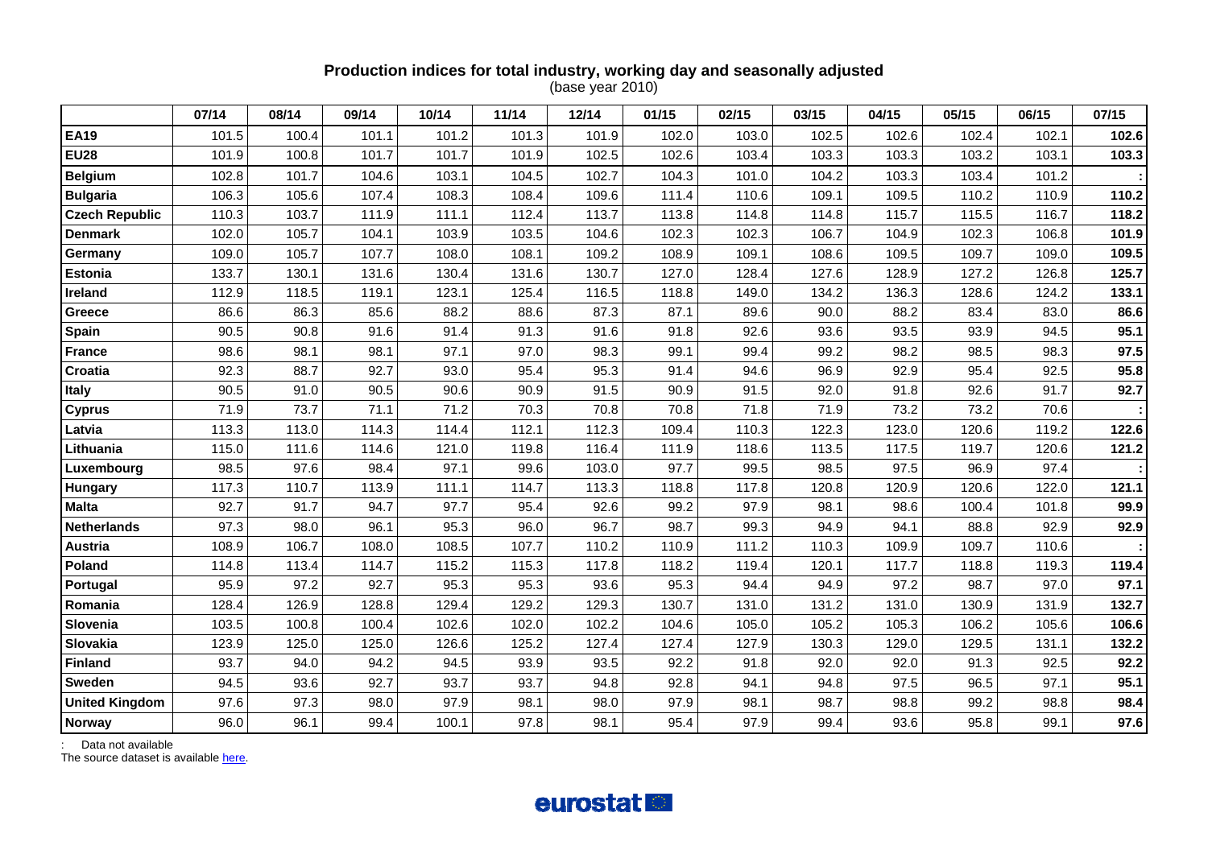**Production indices for total industry, working day and seasonally adjusted**

(base year 2010)

| | 07/14 | 08/14 | 09/14 | 10/14 | 11/14 | 12/14 | 01/15 | 02/15 | 03/15 | 04/15 | 05/15 | 06/15 | 07/15 |
|---|---|---|---|---|---|---|---|---|---|---|---|---|---|
| **EA19** | 101.5 | 100.4 | 101.1 | 101.2 | 101.3 | 101.9 | 102.0 | 103.0 | 102.5 | 102.6 | 102.4 | 102.1 | **102.6** |
| **EU28** | 101.9 | 100.8 | 101.7 | 101.7 | 101.9 | 102.5 | 102.6 | 103.4 | 103.3 | 103.3 | 103.2 | 103.1 | **103.3** |
| **Belgium** | 102.8 | 101.7 | 104.6 | 103.1 | 104.5 | 102.7 | 104.3 | 101.0 | 104.2 | 103.3 | 103.4 | 101.2 | **:** |
| **Bulgaria** | 106.3 | 105.6 | 107.4 | 108.3 | 108.4 | 109.6 | 111.4 | 110.6 | 109.1 | 109.5 | 110.2 | 110.9 | **110.2** |
| **Czech Republic** | 110.3 | 103.7 | 111.9 | 111.1 | 112.4 | 113.7 | 113.8 | 114.8 | 114.8 | 115.7 | 115.5 | 116.7 | **118.2** |
| **Denmark** | 102.0 | 105.7 | 104.1 | 103.9 | 103.5 | 104.6 | 102.3 | 102.3 | 106.7 | 104.9 | 102.3 | 106.8 | **101.9** |
| **Germany** | 109.0 | 105.7 | 107.7 | 108.0 | 108.1 | 109.2 | 108.9 | 109.1 | 108.6 | 109.5 | 109.7 | 109.0 | **109.5** |
| **Estonia** | 133.7 | 130.1 | 131.6 | 130.4 | 131.6 | 130.7 | 127.0 | 128.4 | 127.6 | 128.9 | 127.2 | 126.8 | **125.7** |
| **Ireland** | 112.9 | 118.5 | 119.1 | 123.1 | 125.4 | 116.5 | 118.8 | 149.0 | 134.2 | 136.3 | 128.6 | 124.2 | **133.1** |
| **Greece** | 86.6 | 86.3 | 85.6 | 88.2 | 88.6 | 87.3 | 87.1 | 89.6 | 90.0 | 88.2 | 83.4 | 83.0 | **86.6** |
| **Spain** | 90.5 | 90.8 | 91.6 | 91.4 | 91.3 | 91.6 | 91.8 | 92.6 | 93.6 | 93.5 | 93.9 | 94.5 | **95.1** |
| **France** | 98.6 | 98.1 | 98.1 | 97.1 | 97.0 | 98.3 | 99.1 | 99.4 | 99.2 | 98.2 | 98.5 | 98.3 | **97.5** |
| **Croatia** | 92.3 | 88.7 | 92.7 | 93.0 | 95.4 | 95.3 | 91.4 | 94.6 | 96.9 | 92.9 | 95.4 | 92.5 | **95.8** |
| **Italy** | 90.5 | 91.0 | 90.5 | 90.6 | 90.9 | 91.5 | 90.9 | 91.5 | 92.0 | 91.8 | 92.6 | 91.7 | **92.7** |
| **Cyprus** | 71.9 | 73.7 | 71.1 | 71.2 | 70.3 | 70.8 | 70.8 | 71.8 | 71.9 | 73.2 | 73.2 | 70.6 | **:** |
| **Latvia** | 113.3 | 113.0 | 114.3 | 114.4 | 112.1 | 112.3 | 109.4 | 110.3 | 122.3 | 123.0 | 120.6 | 119.2 | **122.6** |
| **Lithuania** | 115.0 | 111.6 | 114.6 | 121.0 | 119.8 | 116.4 | 111.9 | 118.6 | 113.5 | 117.5 | 119.7 | 120.6 | **121.2** |
| **Luxembourg** | 98.5 | 97.6 | 98.4 | 97.1 | 99.6 | 103.0 | 97.7 | 99.5 | 98.5 | 97.5 | 96.9 | 97.4 | **:** |
| **Hungary** | 117.3 | 110.7 | 113.9 | 111.1 | 114.7 | 113.3 | 118.8 | 117.8 | 120.8 | 120.9 | 120.6 | 122.0 | **121.1** |
| **Malta** | 92.7 | 91.7 | 94.7 | 97.7 | 95.4 | 92.6 | 99.2 | 97.9 | 98.1 | 98.6 | 100.4 | 101.8 | **99.9** |
| **Netherlands** | 97.3 | 98.0 | 96.1 | 95.3 | 96.0 | 96.7 | 98.7 | 99.3 | 94.9 | 94.1 | 88.8 | 92.9 | **92.9** |
| **Austria** | 108.9 | 106.7 | 108.0 | 108.5 | 107.7 | 110.2 | 110.9 | 111.2 | 110.3 | 109.9 | 109.7 | 110.6 | **:** |
| **Poland** | 114.8 | 113.4 | 114.7 | 115.2 | 115.3 | 117.8 | 118.2 | 119.4 | 120.1 | 117.7 | 118.8 | 119.3 | **119.4** |
| **Portugal** | 95.9 | 97.2 | 92.7 | 95.3 | 95.3 | 93.6 | 95.3 | 94.4 | 94.9 | 97.2 | 98.7 | 97.0 | **97.1** |
| **Romania** | 128.4 | 126.9 | 128.8 | 129.4 | 129.2 | 129.3 | 130.7 | 131.0 | 131.2 | 131.0 | 130.9 | 131.9 | **132.7** |
| **Slovenia** | 103.5 | 100.8 | 100.4 | 102.6 | 102.0 | 102.2 | 104.6 | 105.0 | 105.2 | 105.3 | 106.2 | 105.6 | **106.6** |
| **Slovakia** | 123.9 | 125.0 | 125.0 | 126.6 | 125.2 | 127.4 | 127.4 | 127.9 | 130.3 | 129.0 | 129.5 | 131.1 | **132.2** |
| **Finland** | 93.7 | 94.0 | 94.2 | 94.5 | 93.9 | 93.5 | 92.2 | 91.8 | 92.0 | 92.0 | 91.3 | 92.5 | **92.2** |
| **Sweden** | 94.5 | 93.6 | 92.7 | 93.7 | 93.7 | 94.8 | 92.8 | 94.1 | 94.8 | 97.5 | 96.5 | 97.1 | **95.1** |
| **United Kingdom** | 97.6 | 97.3 | 98.0 | 97.9 | 98.1 | 98.0 | 97.9 | 98.1 | 98.7 | 98.8 | 99.2 | 98.8 | **98.4** |
| **Norway** | 96.0 | 96.1 | 99.4 | 100.1 | 97.8 | 98.1 | 95.4 | 97.9 | 99.4 | 93.6 | 95.8 | 99.1 | **97.6** |

: Data not available

The source dataset is available here.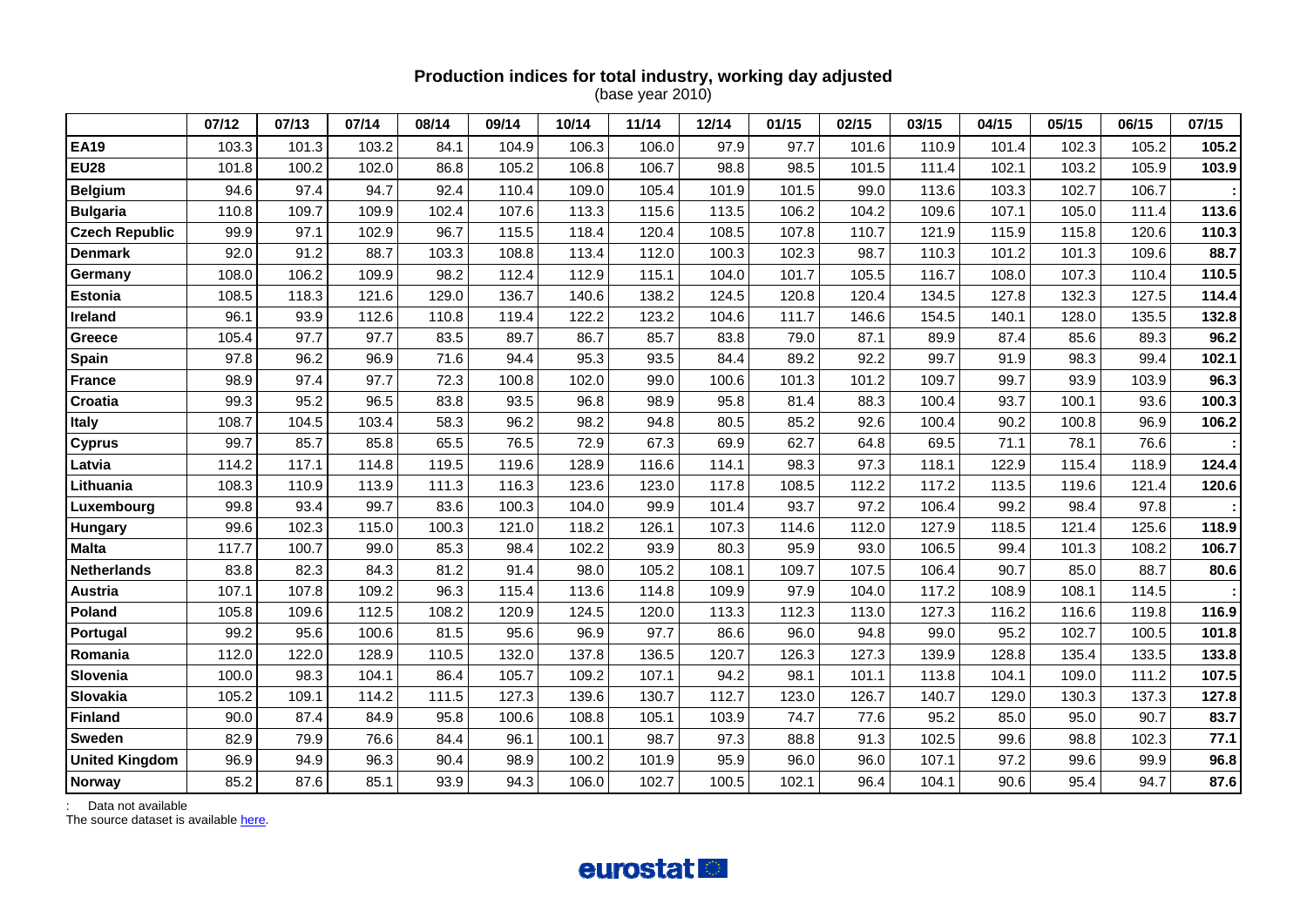**Production indices for total industry, working day adjusted**
(base year 2010)

| | 07/12 | 07/13 | 07/14 | 08/14 | 09/14 | 10/14 | 11/14 | 12/14 | 01/15 | 02/15 | 03/15 | 04/15 | 05/15 | 06/15 | 07/15 |
|---|---|---|---|---|---|---|---|---|---|---|---|---|---|---|---|
| **EA19** | 103.3 | 101.3 | 103.2 | 84.1 | 104.9 | 106.3 | 106.0 | 97.9 | 97.7 | 101.6 | 110.9 | 101.4 | 102.3 | 105.2 | **105.2** |
| **EU28** | 101.8 | 100.2 | 102.0 | 86.8 | 105.2 | 106.8 | 106.7 | 98.8 | 98.5 | 101.5 | 111.4 | 102.1 | 103.2 | 105.9 | **103.9** |
| **Belgium** | 94.6 | 97.4 | 94.7 | 92.4 | 110.4 | 109.0 | 105.4 | 101.9 | 101.5 | 99.0 | 113.6 | 103.3 | 102.7 | 106.7 | **:** |
| **Bulgaria** | 110.8 | 109.7 | 109.9 | 102.4 | 107.6 | 113.3 | 115.6 | 113.5 | 106.2 | 104.2 | 109.6 | 107.1 | 105.0 | 111.4 | **113.6** |
| **Czech Republic** | 99.9 | 97.1 | 102.9 | 96.7 | 115.5 | 118.4 | 120.4 | 108.5 | 107.8 | 110.7 | 121.9 | 115.9 | 115.8 | 120.6 | **110.3** |
| **Denmark** | 92.0 | 91.2 | 88.7 | 103.3 | 108.8 | 113.4 | 112.0 | 100.3 | 102.3 | 98.7 | 110.3 | 101.2 | 101.3 | 109.6 | **88.7** |
| **Germany** | 108.0 | 106.2 | 109.9 | 98.2 | 112.4 | 112.9 | 115.1 | 104.0 | 101.7 | 105.5 | 116.7 | 108.0 | 107.3 | 110.4 | **110.5** |
| **Estonia** | 108.5 | 118.3 | 121.6 | 129.0 | 136.7 | 140.6 | 138.2 | 124.5 | 120.8 | 120.4 | 134.5 | 127.8 | 132.3 | 127.5 | **114.4** |
| **Ireland** | 96.1 | 93.9 | 112.6 | 110.8 | 119.4 | 122.2 | 123.2 | 104.6 | 111.7 | 146.6 | 154.5 | 140.1 | 128.0 | 135.5 | **132.8** |
| **Greece** | 105.4 | 97.7 | 97.7 | 83.5 | 89.7 | 86.7 | 85.7 | 83.8 | 79.0 | 87.1 | 89.9 | 87.4 | 85.6 | 89.3 | **96.2** |
| **Spain** | 97.8 | 96.2 | 96.9 | 71.6 | 94.4 | 95.3 | 93.5 | 84.4 | 89.2 | 92.2 | 99.7 | 91.9 | 98.3 | 99.4 | **102.1** |
| **France** | 98.9 | 97.4 | 97.7 | 72.3 | 100.8 | 102.0 | 99.0 | 100.6 | 101.3 | 101.2 | 109.7 | 99.7 | 93.9 | 103.9 | **96.3** |
| **Croatia** | 99.3 | 95.2 | 96.5 | 83.8 | 93.5 | 96.8 | 98.9 | 95.8 | 81.4 | 88.3 | 100.4 | 93.7 | 100.1 | 93.6 | **100.3** |
| **Italy** | 108.7 | 104.5 | 103.4 | 58.3 | 96.2 | 98.2 | 94.8 | 80.5 | 85.2 | 92.6 | 100.4 | 90.2 | 100.8 | 96.9 | **106.2** |
| **Cyprus** | 99.7 | 85.7 | 85.8 | 65.5 | 76.5 | 72.9 | 67.3 | 69.9 | 62.7 | 64.8 | 69.5 | 71.1 | 78.1 | 76.6 | **:** |
| **Latvia** | 114.2 | 117.1 | 114.8 | 119.5 | 119.6 | 128.9 | 116.6 | 114.1 | 98.3 | 97.3 | 118.1 | 122.9 | 115.4 | 118.9 | **124.4** |
| **Lithuania** | 108.3 | 110.9 | 113.9 | 111.3 | 116.3 | 123.6 | 123.0 | 117.8 | 108.5 | 112.2 | 117.2 | 113.5 | 119.6 | 121.4 | **120.6** |
| **Luxembourg** | 99.8 | 93.4 | 99.7 | 83.6 | 100.3 | 104.0 | 99.9 | 101.4 | 93.7 | 97.2 | 106.4 | 99.2 | 98.4 | 97.8 | **:** |
| **Hungary** | 99.6 | 102.3 | 115.0 | 100.3 | 121.0 | 118.2 | 126.1 | 107.3 | 114.6 | 112.0 | 127.9 | 118.5 | 121.4 | 125.6 | **118.9** |
| **Malta** | 117.7 | 100.7 | 99.0 | 85.3 | 98.4 | 102.2 | 93.9 | 80.3 | 95.9 | 93.0 | 106.5 | 99.4 | 101.3 | 108.2 | **106.7** |
| **Netherlands** | 83.8 | 82.3 | 84.3 | 81.2 | 91.4 | 98.0 | 105.2 | 108.1 | 109.7 | 107.5 | 106.4 | 90.7 | 85.0 | 88.7 | **80.6** |
| **Austria** | 107.1 | 107.8 | 109.2 | 96.3 | 115.4 | 113.6 | 114.8 | 109.9 | 97.9 | 104.0 | 117.2 | 108.9 | 108.1 | 114.5 | **:** |
| **Poland** | 105.8 | 109.6 | 112.5 | 108.2 | 120.9 | 124.5 | 120.0 | 113.3 | 112.3 | 113.0 | 127.3 | 116.2 | 116.6 | 119.8 | **116.9** |
| **Portugal** | 99.2 | 95.6 | 100.6 | 81.5 | 95.6 | 96.9 | 97.7 | 86.6 | 96.0 | 94.8 | 99.0 | 95.2 | 102.7 | 100.5 | **101.8** |
| **Romania** | 112.0 | 122.0 | 128.9 | 110.5 | 132.0 | 137.8 | 136.5 | 120.7 | 126.3 | 127.3 | 139.9 | 128.8 | 135.4 | 133.5 | **133.8** |
| **Slovenia** | 100.0 | 98.3 | 104.1 | 86.4 | 105.7 | 109.2 | 107.1 | 94.2 | 98.1 | 101.1 | 113.8 | 104.1 | 109.0 | 111.2 | **107.5** |
| **Slovakia** | 105.2 | 109.1 | 114.2 | 111.5 | 127.3 | 139.6 | 130.7 | 112.7 | 123.0 | 126.7 | 140.7 | 129.0 | 130.3 | 137.3 | **127.8** |
| **Finland** | 90.0 | 87.4 | 84.9 | 95.8 | 100.6 | 108.8 | 105.1 | 103.9 | 74.7 | 77.6 | 95.2 | 85.0 | 95.0 | 90.7 | **83.7** |
| **Sweden** | 82.9 | 79.9 | 76.6 | 84.4 | 96.1 | 100.1 | 98.7 | 97.3 | 88.8 | 91.3 | 102.5 | 99.6 | 98.8 | 102.3 | **77.1** |
| **United Kingdom** | 96.9 | 94.9 | 96.3 | 90.4 | 98.9 | 100.2 | 101.9 | 95.9 | 96.0 | 96.0 | 107.1 | 97.2 | 99.6 | 99.9 | **96.8** |
| **Norway** | 85.2 | 87.6 | 85.1 | 93.9 | 94.3 | 106.0 | 102.7 | 100.5 | 102.1 | 96.4 | 104.1 | 90.6 | 95.4 | 94.7 | **87.6** |

: Data not available
The source dataset is available here.